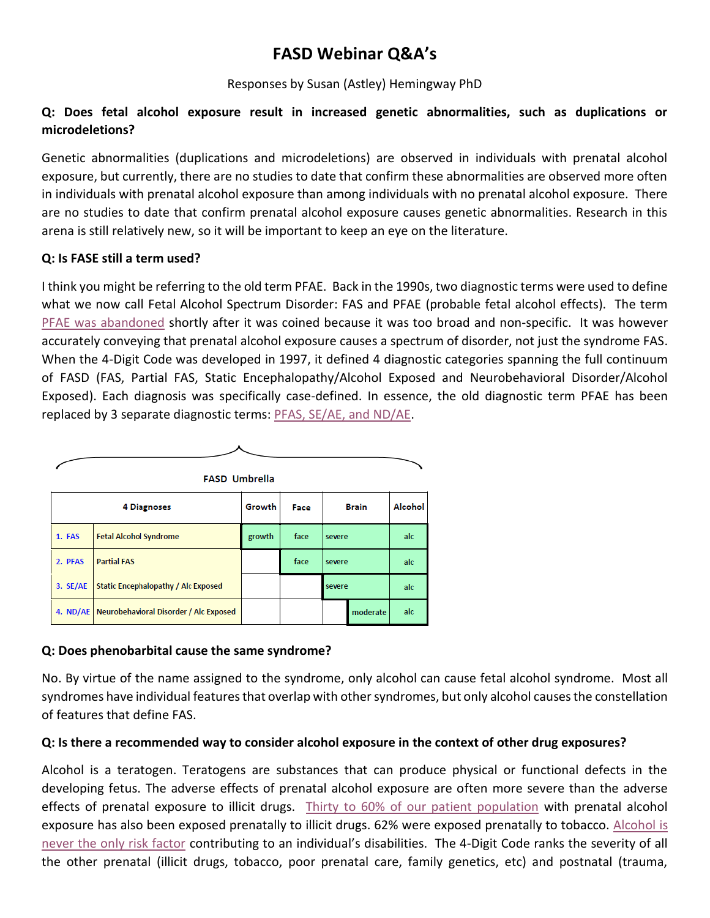# FASD Webinar Q&A's

Responses by Susan (Astley) Hemingway PhD

**Q: Does fetal alcohol exposure result in increased genetic abnormalities, such as duplications or microdeletions?**

Genetic abnormalities (duplications and microdeletions) are observed in individuals with prenatal alcohol exposure, but currently, there are no studies to date that confirm these abnormalities are observed more often in individuals with prenatal alcohol exposure than among individuals with no prenatal alcohol exposure. There are no studies to date that confirm prenatal alcohol exposure causes genetic abnormalities. Research in this arena is still relatively new, so it will be important to keep an eye on the literature.

**Q: Is FASE still a term used?**

I think you might be referring to the old term PFAE. Back in the 1990s, two diagnostic terms were used to define what we now call Fetal Alcohol Spectrum Disorder: FAS and PFAE (probable fetal alcohol effects). The term PFAE was abandoned shortly after it was coined because it was too broad and non-specific. It was however accurately conveying that prenatal alcohol exposure causes a spectrum of disorder, not just the syndrome FAS. When the 4-Digit Code was developed in 1997, it defined 4 diagnostic categories spanning the full continuum of FASD (FAS, Partial FAS, Static Encephalopathy/Alcohol Exposed and Neurobehavioral Disorder/Alcohol Exposed). Each diagnosis was specifically case-defined. In essence, the old diagnostic term PFAE has been replaced by 3 separate diagnostic terms: PFAS, SE/AE, and ND/AE.

FASD Umbrella

| 4 Diagnoses | | Growth | Face | Brain | | Alcohol |
|---|---|---|---|---|---|---|
| 1. FAS | Fetal Alcohol Syndrome | growth | face | severe | | alc |
| 2. PFAS | Partial FAS | | face | severe | | alc |
| 3. SE/AE | Static Encephalopathy / Alc Exposed | | | severe | | alc |
| 4. ND/AE | Neurobehavioral Disorder / Alc Exposed | | | | moderate | alc |

**Q: Does phenobarbital cause the same syndrome?**

No. By virtue of the name assigned to the syndrome, only alcohol can cause fetal alcohol syndrome. Most all syndromes have individual features that overlap with other syndromes, but only alcohol causes the constellation of features that define FAS.

**Q: Is there a recommended way to consider alcohol exposure in the context of other drug exposures?**

Alcohol is a teratogen. Teratogens are substances that can produce physical or functional defects in the developing fetus. The adverse effects of prenatal alcohol exposure are often more severe than the adverse effects of prenatal exposure to illicit drugs. Thirty to 60% of our patient population with prenatal alcohol exposure has also been exposed prenatally to illicit drugs. 62% were exposed prenatally to tobacco. Alcohol is never the only risk factor contributing to an individual's disabilities. The 4-Digit Code ranks the severity of all the other prenatal (illicit drugs, tobacco, poor prenatal care, family genetics, etc) and postnatal (trauma,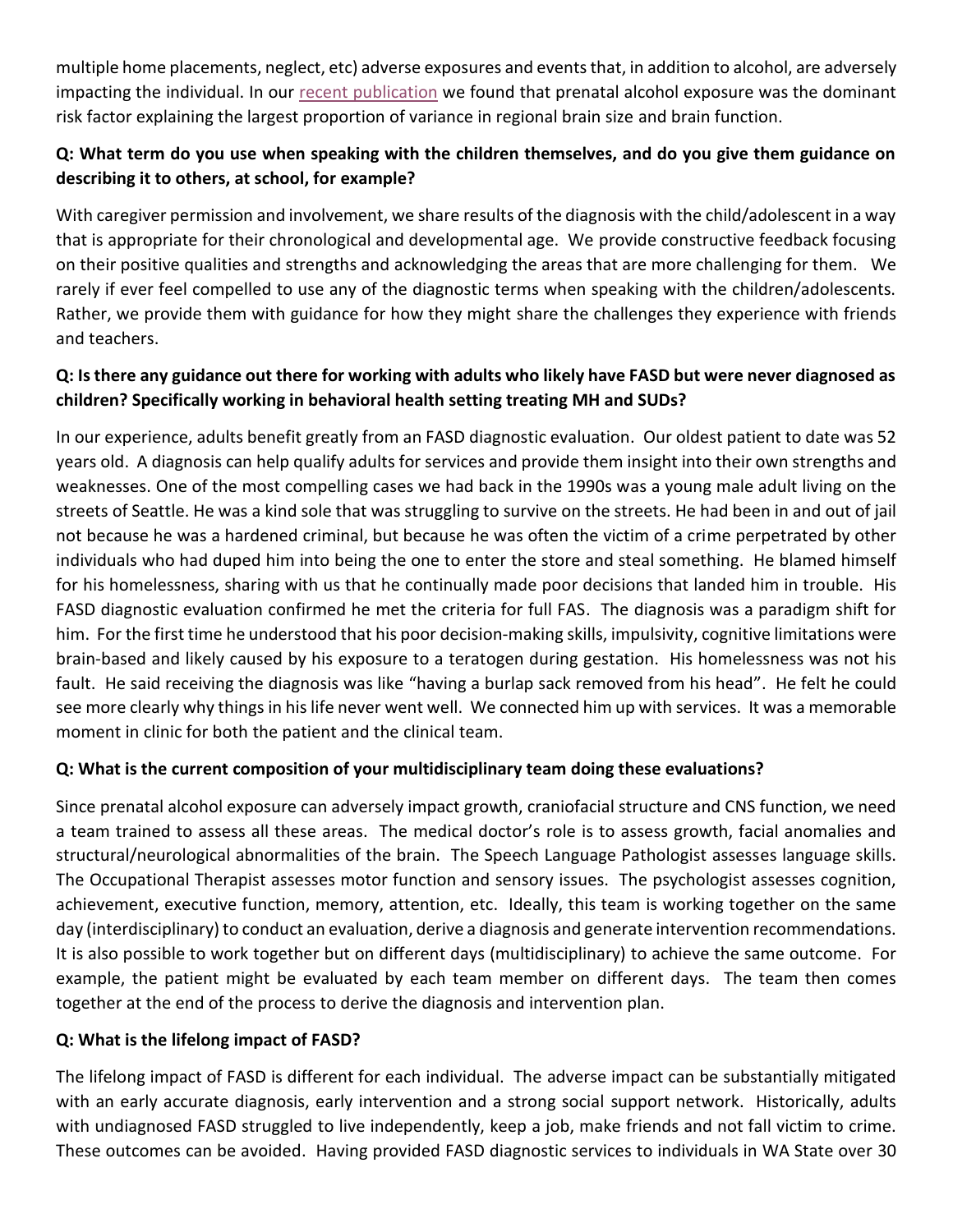multiple home placements, neglect, etc) adverse exposures and events that, in addition to alcohol, are adversely impacting the individual. In our [recent publication]() we found that prenatal alcohol exposure was the dominant risk factor explaining the largest proportion of variance in regional brain size and brain function.

**Q: What term do you use when speaking with the children themselves, and do you give them guidance on describing it to others, at school, for example?**

With caregiver permission and involvement, we share results of the diagnosis with the child/adolescent in a way that is appropriate for their chronological and developmental age. We provide constructive feedback focusing on their positive qualities and strengths and acknowledging the areas that are more challenging for them. We rarely if ever feel compelled to use any of the diagnostic terms when speaking with the children/adolescents. Rather, we provide them with guidance for how they might share the challenges they experience with friends and teachers.

**Q: Is there any guidance out there for working with adults who likely have FASD but were never diagnosed as children? Specifically working in behavioral health setting treating MH and SUDs?**

In our experience, adults benefit greatly from an FASD diagnostic evaluation. Our oldest patient to date was 52 years old. A diagnosis can help qualify adults for services and provide them insight into their own strengths and weaknesses. One of the most compelling cases we had back in the 1990s was a young male adult living on the streets of Seattle. He was a kind sole that was struggling to survive on the streets. He had been in and out of jail not because he was a hardened criminal, but because he was often the victim of a crime perpetrated by other individuals who had duped him into being the one to enter the store and steal something. He blamed himself for his homelessness, sharing with us that he continually made poor decisions that landed him in trouble. His FASD diagnostic evaluation confirmed he met the criteria for full FAS. The diagnosis was a paradigm shift for him. For the first time he understood that his poor decision-making skills, impulsivity, cognitive limitations were brain-based and likely caused by his exposure to a teratogen during gestation. His homelessness was not his fault. He said receiving the diagnosis was like "having a burlap sack removed from his head". He felt he could see more clearly why things in his life never went well. We connected him up with services. It was a memorable moment in clinic for both the patient and the clinical team.

**Q: What is the current composition of your multidisciplinary team doing these evaluations?**

Since prenatal alcohol exposure can adversely impact growth, craniofacial structure and CNS function, we need a team trained to assess all these areas. The medical doctor's role is to assess growth, facial anomalies and structural/neurological abnormalities of the brain. The Speech Language Pathologist assesses language skills. The Occupational Therapist assesses motor function and sensory issues. The psychologist assesses cognition, achievement, executive function, memory, attention, etc. Ideally, this team is working together on the same day (interdisciplinary) to conduct an evaluation, derive a diagnosis and generate intervention recommendations. It is also possible to work together but on different days (multidisciplinary) to achieve the same outcome. For example, the patient might be evaluated by each team member on different days. The team then comes together at the end of the process to derive the diagnosis and intervention plan.

**Q: What is the lifelong impact of FASD?**

The lifelong impact of FASD is different for each individual. The adverse impact can be substantially mitigated with an early accurate diagnosis, early intervention and a strong social support network. Historically, adults with undiagnosed FASD struggled to live independently, keep a job, make friends and not fall victim to crime. These outcomes can be avoided. Having provided FASD diagnostic services to individuals in WA State over 30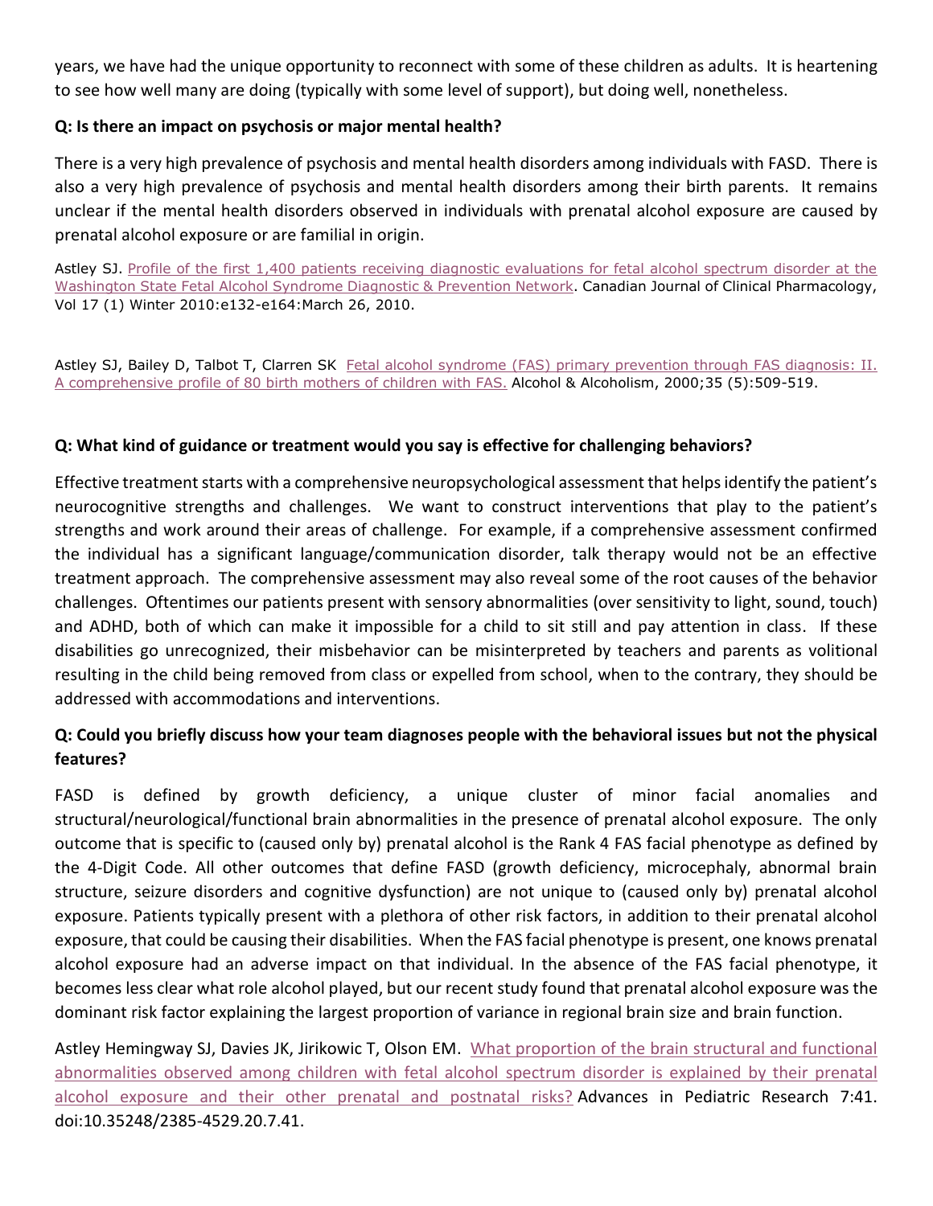years, we have had the unique opportunity to reconnect with some of these children as adults. It is heartening to see how well many are doing (typically with some level of support), but doing well, nonetheless.

**Q: Is there an impact on psychosis or major mental health?**

There is a very high prevalence of psychosis and mental health disorders among individuals with FASD. There is also a very high prevalence of psychosis and mental health disorders among their birth parents. It remains unclear if the mental health disorders observed in individuals with prenatal alcohol exposure are caused by prenatal alcohol exposure or are familial in origin.

Astley SJ. Profile of the first 1,400 patients receiving diagnostic evaluations for fetal alcohol spectrum disorder at the Washington State Fetal Alcohol Syndrome Diagnostic & Prevention Network. Canadian Journal of Clinical Pharmacology, Vol 17 (1) Winter 2010:e132-e164:March 26, 2010.

Astley SJ, Bailey D, Talbot T, Clarren SK Fetal alcohol syndrome (FAS) primary prevention through FAS diagnosis: II. A comprehensive profile of 80 birth mothers of children with FAS. Alcohol & Alcoholism, 2000;35 (5):509-519.

**Q: What kind of guidance or treatment would you say is effective for challenging behaviors?**

Effective treatment starts with a comprehensive neuropsychological assessment that helps identify the patient's neurocognitive strengths and challenges. We want to construct interventions that play to the patient's strengths and work around their areas of challenge. For example, if a comprehensive assessment confirmed the individual has a significant language/communication disorder, talk therapy would not be an effective treatment approach. The comprehensive assessment may also reveal some of the root causes of the behavior challenges. Oftentimes our patients present with sensory abnormalities (over sensitivity to light, sound, touch) and ADHD, both of which can make it impossible for a child to sit still and pay attention in class. If these disabilities go unrecognized, their misbehavior can be misinterpreted by teachers and parents as volitional resulting in the child being removed from class or expelled from school, when to the contrary, they should be addressed with accommodations and interventions.

**Q: Could you briefly discuss how your team diagnoses people with the behavioral issues but not the physical features?**

FASD is defined by growth deficiency, a unique cluster of minor facial anomalies and structural/neurological/functional brain abnormalities in the presence of prenatal alcohol exposure. The only outcome that is specific to (caused only by) prenatal alcohol is the Rank 4 FAS facial phenotype as defined by the 4-Digit Code. All other outcomes that define FASD (growth deficiency, microcephaly, abnormal brain structure, seizure disorders and cognitive dysfunction) are not unique to (caused only by) prenatal alcohol exposure. Patients typically present with a plethora of other risk factors, in addition to their prenatal alcohol exposure, that could be causing their disabilities. When the FAS facial phenotype is present, one knows prenatal alcohol exposure had an adverse impact on that individual. In the absence of the FAS facial phenotype, it becomes less clear what role alcohol played, but our recent study found that prenatal alcohol exposure was the dominant risk factor explaining the largest proportion of variance in regional brain size and brain function.

Astley Hemingway SJ, Davies JK, Jirikowic T, Olson EM. What proportion of the brain structural and functional abnormalities observed among children with fetal alcohol spectrum disorder is explained by their prenatal alcohol exposure and their other prenatal and postnatal risks? Advances in Pediatric Research 7:41. doi:10.35248/2385-4529.20.7.41.